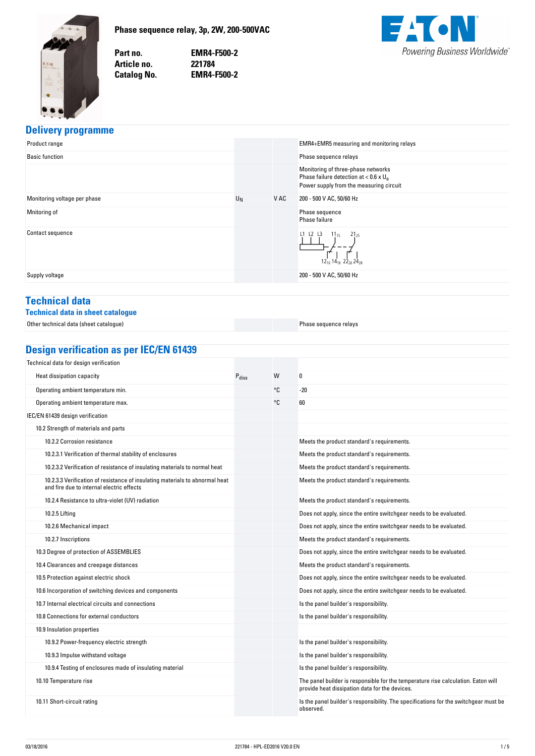# Phase sequence relay, 3p, 2W, 200-500VAC

**Part no.** EMR4-F500-2
**Article no.** 221784
**Catalog No.** EMR4-F500-2

## Delivery programme

| | | | |
|---|---|---|---|
| Product range | | | EMR4+EMR5 measuring and monitoring relays |
| Basic function | | | Phase sequence relays |
| | | | Monitoring of three-phase networks<br>Phase failure detection at < 0.6 x $U_B$<br>Power supply from the measuring circuit |
| Monitoring voltage per phase | $U_N$ | V AC | 200 - 500 V AC, 50/60 Hz |
| Mnitoring of | | | Phase sequence<br>Phase failure |
| Contact sequence | | | L1 L2 L3 $11_{15}$ $21_{25}$ $12_{16}$ $14_{18}$ $22_{26}$ $24_{28}$ |
| Supply voltage | | | 200 - 500 V AC, 50/60 Hz |

## Technical data

### Technical data in sheet catalogue

| | | | |
|---|---|---|---|
| Other technical data (sheet catalogue) | | | Phase sequence relays |

## Design verification as per IEC/EN 61439

| | | | |
|---|---|---|---|
| Technical data for design verification | | | |
| Heat dissipation capacity | $P_{diss}$ | W | 0 |
| Operating ambient temperature min. | | °C | -20 |
| Operating ambient temperature max. | | °C | 60 |
| IEC/EN 61439 design verification | | | |
| 10.2 Strength of materials and parts | | | |
| 10.2.2 Corrosion resistance | | | Meets the product standard's requirements. |
| 10.2.3.1 Verification of thermal stability of enclosures | | | Meets the product standard's requirements. |
| 10.2.3.2 Verification of resistance of insulating materials to normal heat | | | Meets the product standard's requirements. |
| 10.2.3.3 Verification of resistance of insulating materials to abnormal heat and fire due to internal electric effects | | | Meets the product standard's requirements. |
| 10.2.4 Resistance to ultra-violet (UV) radiation | | | Meets the product standard's requirements. |
| 10.2.5 Lifting | | | Does not apply, since the entire switchgear needs to be evaluated. |
| 10.2.6 Mechanical impact | | | Does not apply, since the entire switchgear needs to be evaluated. |
| 10.2.7 Inscriptions | | | Meets the product standard's requirements. |
| 10.3 Degree of protection of ASSEMBLIES | | | Does not apply, since the entire switchgear needs to be evaluated. |
| 10.4 Clearances and creepage distances | | | Meets the product standard's requirements. |
| 10.5 Protection against electric shock | | | Does not apply, since the entire switchgear needs to be evaluated. |
| 10.6 Incorporation of switching devices and components | | | Does not apply, since the entire switchgear needs to be evaluated. |
| 10.7 Internal electrical circuits and connections | | | Is the panel builder's responsibility. |
| 10.8 Connections for external conductors | | | Is the panel builder's responsibility. |
| 10.9 Insulation properties | | | |
| 10.9.2 Power-frequency electric strength | | | Is the panel builder's responsibility. |
| 10.9.3 Impulse withstand voltage | | | Is the panel builder's responsibility. |
| 10.9.4 Testing of enclosures made of insulating material | | | Is the panel builder's responsibility. |
| 10.10 Temperature rise | | | The panel builder is responsible for the temperature rise calculation. Eaton will provide heat dissipation data for the devices. |
| 10.11 Short-circuit rating | | | Is the panel builder's responsibility. The specifications for the switchgear must be observed. |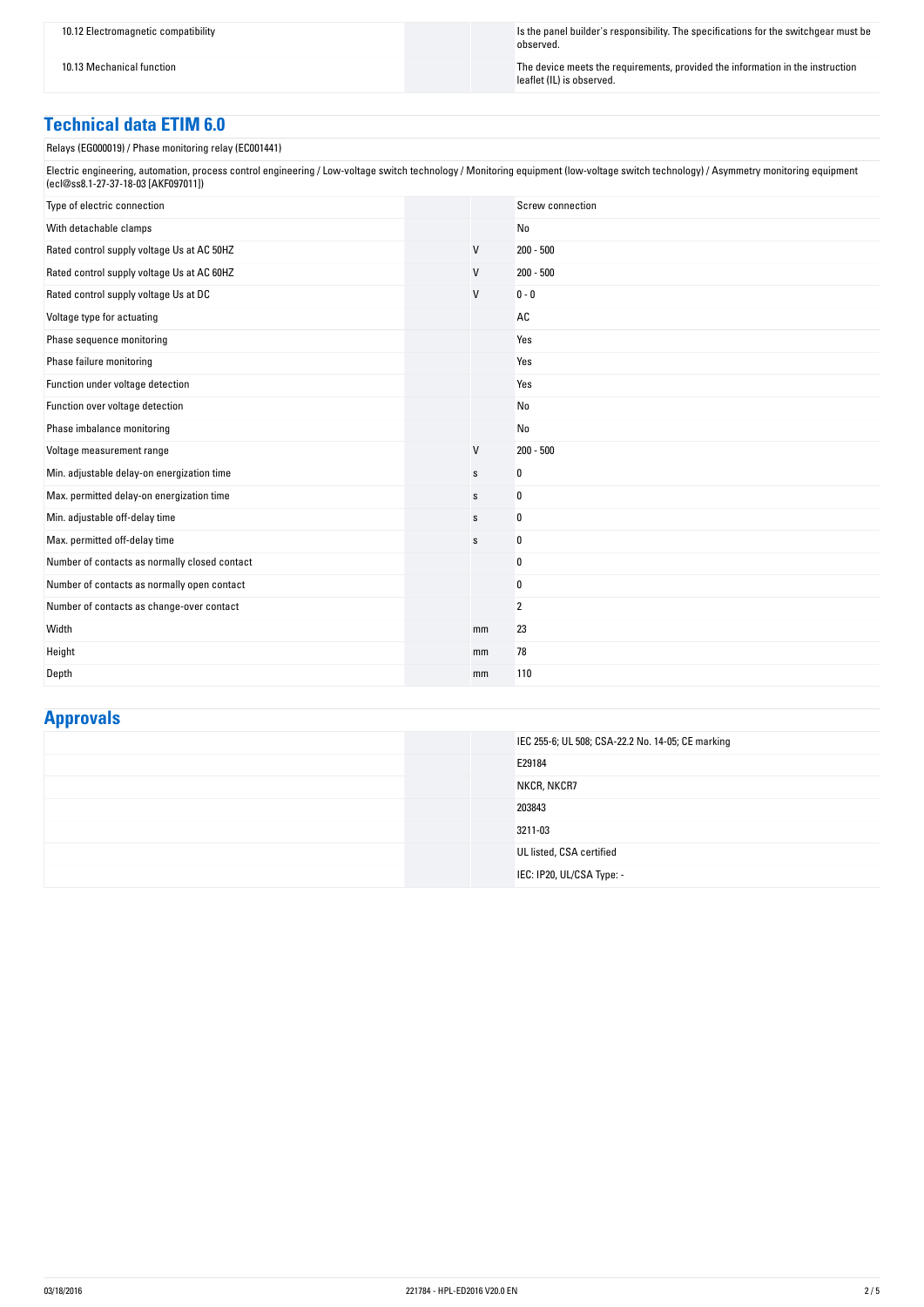| | | |
|---|---|---|
| 10.12 Electromagnetic compatibility | | Is the panel builder's responsibility. The specifications for the switchgear must be observed. |
| 10.13 Mechanical function | | The device meets the requirements, provided the information in the instruction leaflet (IL) is observed. |

## Technical data ETIM 6.0

Relays (EG000019) / Phase monitoring relay (EC001441)

Electric engineering, automation, process control engineering / Low-voltage switch technology / Monitoring equipment (low-voltage switch technology) / Asymmetry monitoring equipment (ecl@ss8.1-27-37-18-03 [AKF097011])

| | | |
|---|---|---|
| Type of electric connection | | Screw connection |
| With detachable clamps | | No |
| Rated control supply voltage Us at AC 50HZ | V | 200 - 500 |
| Rated control supply voltage Us at AC 60HZ | V | 200 - 500 |
| Rated control supply voltage Us at DC | V | 0 - 0 |
| Voltage type for actuating | | AC |
| Phase sequence monitoring | | Yes |
| Phase failure monitoring | | Yes |
| Function under voltage detection | | Yes |
| Function over voltage detection | | No |
| Phase imbalance monitoring | | No |
| Voltage measurement range | V | 200 - 500 |
| Min. adjustable delay-on energization time | s | 0 |
| Max. permitted delay-on energization time | s | 0 |
| Min. adjustable off-delay time | s | 0 |
| Max. permitted off-delay time | s | 0 |
| Number of contacts as normally closed contact | | 0 |
| Number of contacts as normally open contact | | 0 |
| Number of contacts as change-over contact | | 2 |
| Width | mm | 23 |
| Height | mm | 78 |
| Depth | mm | 110 |

## Approvals

| | | |
|---|---|---|
| | | IEC 255-6; UL 508; CSA-22.2 No. 14-05; CE marking |
| | | E29184 |
| | | NKCR, NKCR7 |
| | | 203843 |
| | | 3211-03 |
| | | UL listed, CSA certified |
| | | IEC: IP20, UL/CSA Type: - |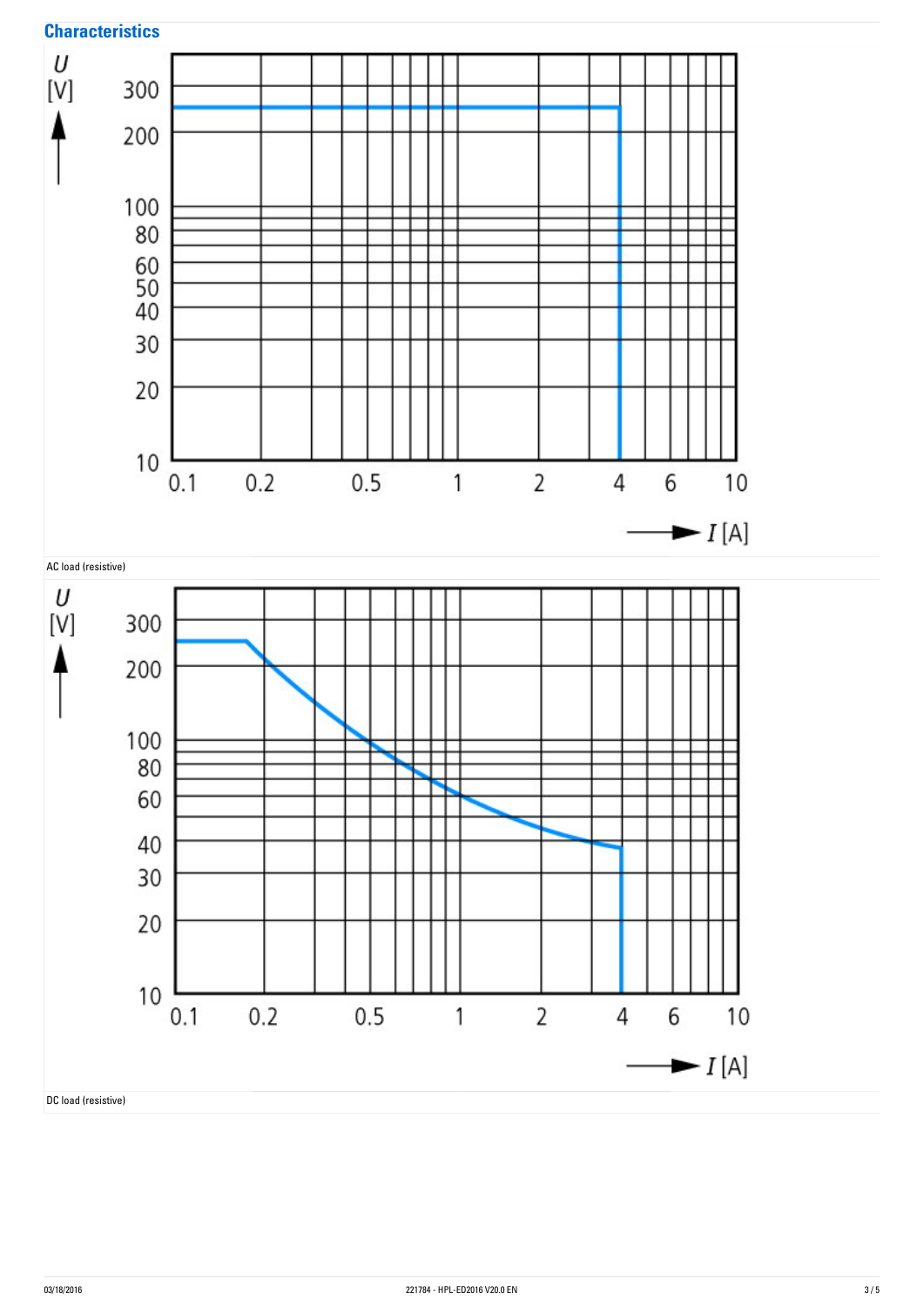## Characteristics

AC load (resistive)

DC load (resistive)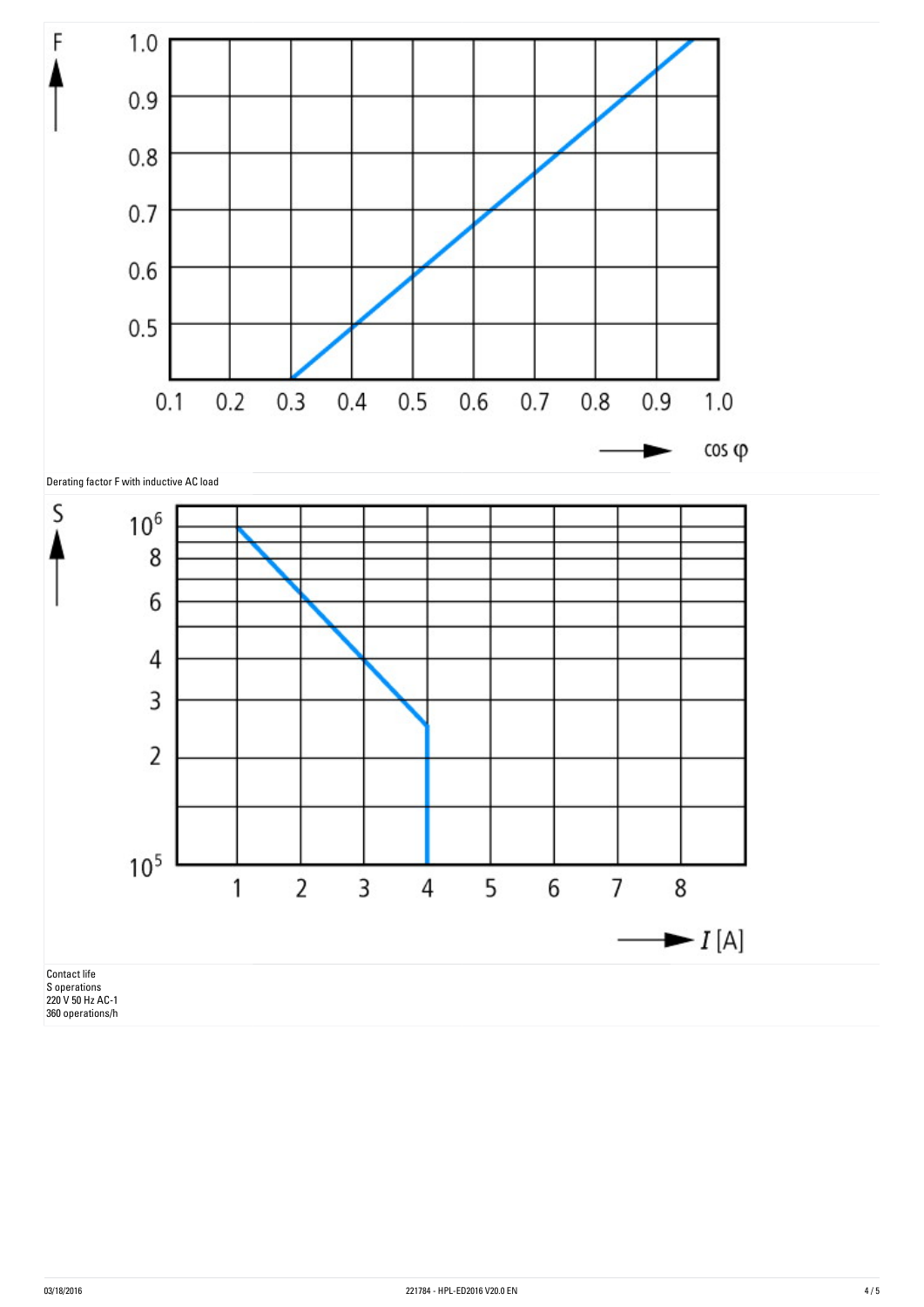Derating factor F with inductive AC load

Contact life

S operations

220 V 50 Hz AC-1

360 operations/h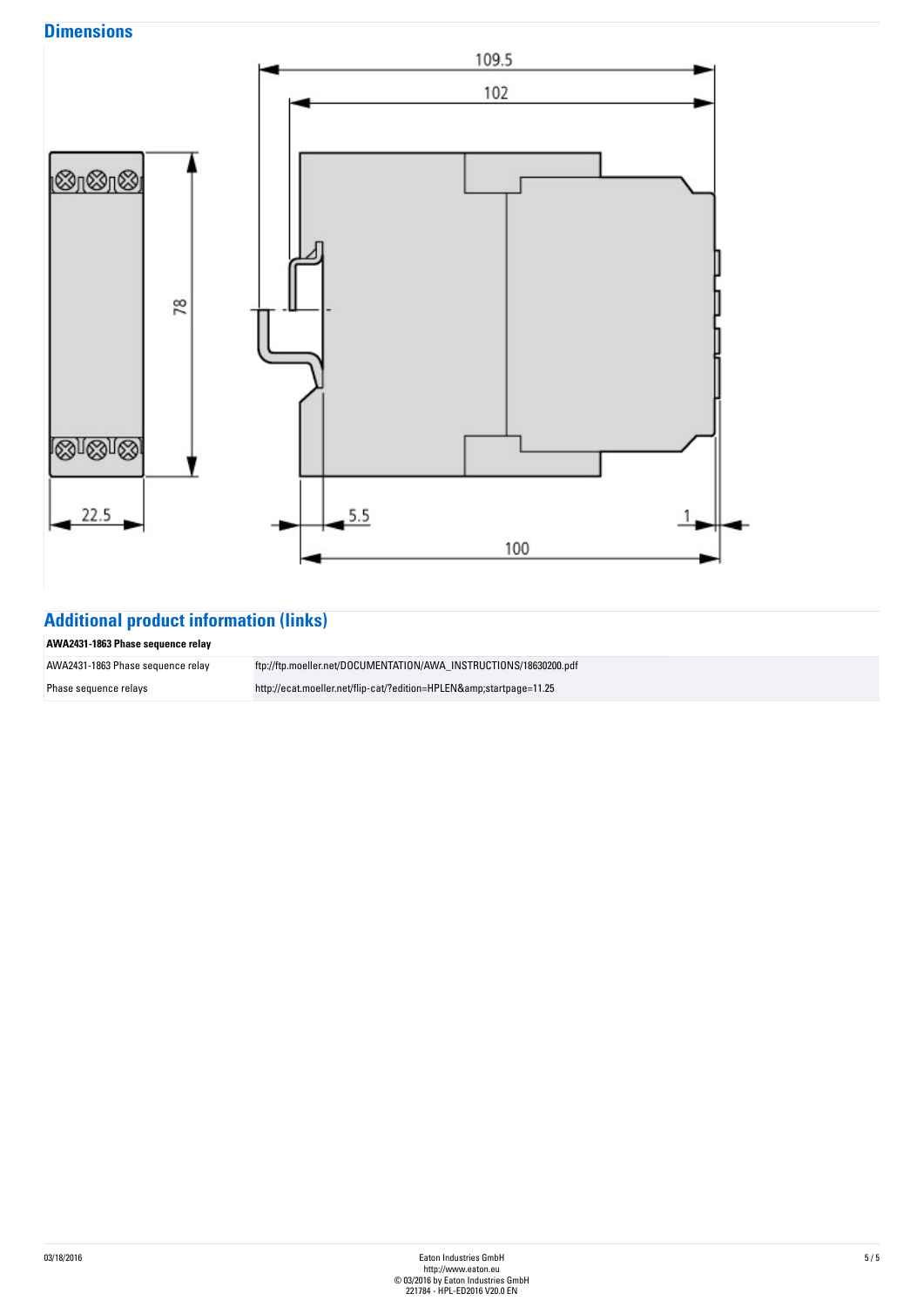## Dimensions

109.5
102
78
22.5
5.5
1
100

## Additional product information (links)

**AWA2431-1863 Phase sequence relay**

| | |
|---|---|
| AWA2431-1863 Phase sequence relay | ftp://ftp.moeller.net/DOCUMENTATION/AWA_INSTRUCTIONS/18630200.pdf |
| Phase sequence relays | http://ecat.moeller.net/flip-cat/?edition=HPLEN&amp;startpage=11.25 |